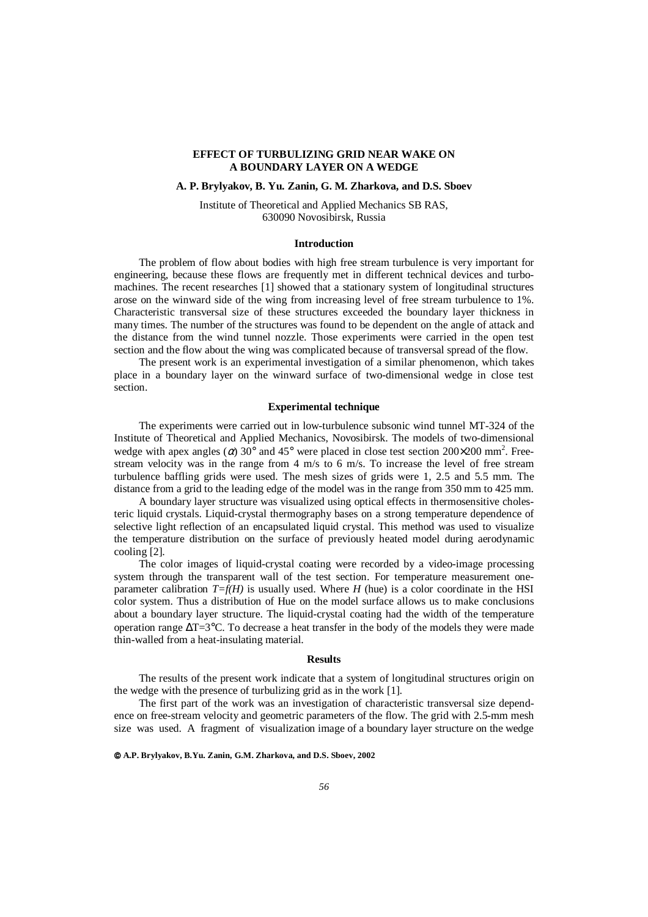# EFFECT OF TURBULIZING GRID NEAR WAKE ON A BOUNDARY LAYER ON A WEDGE

**A. P. Brylyakov, B. Yu. Zanin, G. M. Zharkova, and D.S. Sboev**

Institute of Theoretical and Applied Mechanics SB RAS,
630090 Novosibirsk, Russia

## Introduction

The problem of flow about bodies with high free stream turbulence is very important for engineering, because these flows are frequently met in different technical devices and turbomachines. The recent researches [1] showed that a stationary system of longitudinal structures arose on the winward side of the wing from increasing level of free stream turbulence to 1%. Characteristic transversal size of these structures exceeded the boundary layer thickness in many times. The number of the structures was found to be dependent on the angle of attack and the distance from the wind tunnel nozzle. Those experiments were carried in the open test section and the flow about the wing was complicated because of transversal spread of the flow.

The present work is an experimental investigation of a similar phenomenon, which takes place in a boundary layer on the winward surface of two-dimensional wedge in close test section.

## Experimental technique

The experiments were carried out in low-turbulence subsonic wind tunnel MT-324 of the Institute of Theoretical and Applied Mechanics, Novosibirsk. The models of two-dimensional wedge with apex angles ($\alpha$) 30° and 45° were placed in close test section 200×200 mm$^2$. Free-stream velocity was in the range from 4 m/s to 6 m/s. To increase the level of free stream turbulence baffling grids were used. The mesh sizes of grids were 1, 2.5 and 5.5 mm. The distance from a grid to the leading edge of the model was in the range from 350 mm to 425 mm.

A boundary layer structure was visualized using optical effects in thermosensitive cholesteric liquid crystals. Liquid-crystal thermography bases on a strong temperature dependence of selective light reflection of an encapsulated liquid crystal. This method was used to visualize the temperature distribution on the surface of previously heated model during aerodynamic cooling [2].

The color images of liquid-crystal coating were recorded by a video-image processing system through the transparent wall of the test section. For temperature measurement one-parameter calibration $T=f(H)$ is usually used. Where $H$ (hue) is a color coordinate in the HSI color system. Thus a distribution of Hue on the model surface allows us to make conclusions about a boundary layer structure. The liquid-crystal coating had the width of the temperature operation range $\Delta T=3$°C. To decrease a heat transfer in the body of the models they were made thin-walled from a heat-insulating material.

## Results

The results of the present work indicate that a system of longitudinal structures origin on the wedge with the presence of turbulizing grid as in the work [1].

The first part of the work was an investigation of characteristic transversal size dependence on free-stream velocity and geometric parameters of the flow. The grid with 2.5-mm mesh size was used. A fragment of visualization image of a boundary layer structure on the wedge

© A.P. Brylyakov, B.Yu. Zanin, G.M. Zharkova, and D.S. Sboev, 2002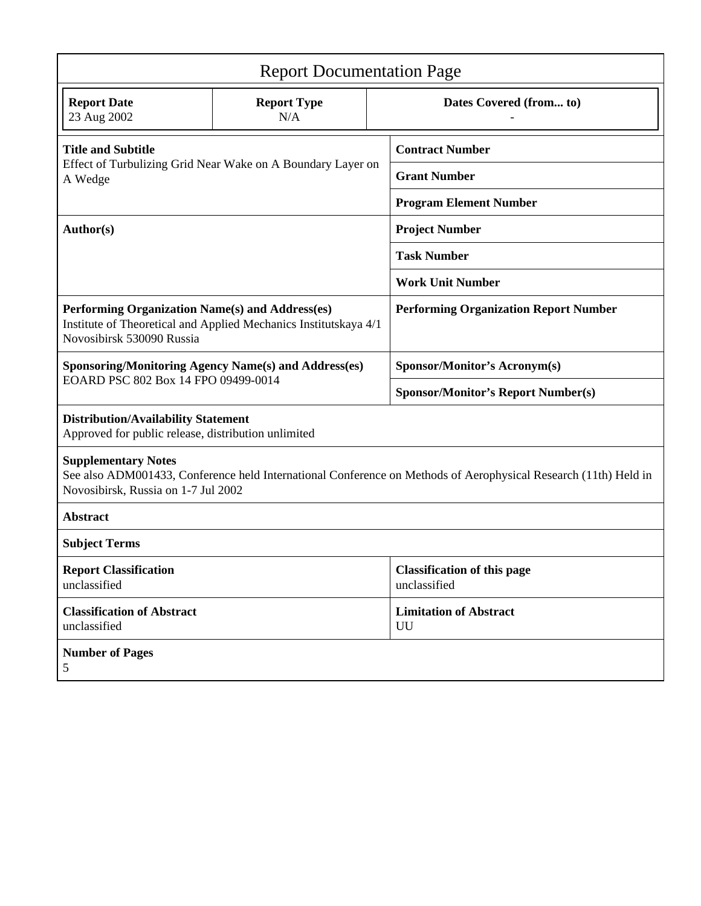# Report Documentation Page

| Report Date | Report Type | Dates Covered (from... to) |
|---|---|---|
| 23 Aug 2002 | N/A | - |

| | |
|---|---|
| **Title and Subtitle**<br>Effect of Turbulizing Grid Near Wake on A Boundary Layer on A Wedge | **Contract Number** |
| | **Grant Number** |
| | **Program Element Number** |
| **Author(s)** | **Project Number** |
| | **Task Number** |
| | **Work Unit Number** |
| **Performing Organization Name(s) and Address(es)**<br>Institute of Theoretical and Applied Mechanics Institutskaya 4/1 Novosibirsk 530090 Russia | **Performing Organization Report Number** |
| **Sponsoring/Monitoring Agency Name(s) and Address(es)**<br>EOARD PSC 802 Box 14 FPO 09499-0014 | **Sponsor/Monitor's Acronym(s)** |
| | **Sponsor/Monitor's Report Number(s)** |

**Distribution/Availability Statement**
Approved for public release, distribution unlimited

**Supplementary Notes**
See also ADM001433, Conference held International Conference on Methods of Aerophysical Research (11th) Held in Novosibirsk, Russia on 1-7 Jul 2002

**Abstract**

**Subject Terms**

| | |
|---|---|
| **Report Classification**<br>unclassified | **Classification of this page**<br>unclassified |
| **Classification of Abstract**<br>unclassified | **Limitation of Abstract**<br>UU |

**Number of Pages**
5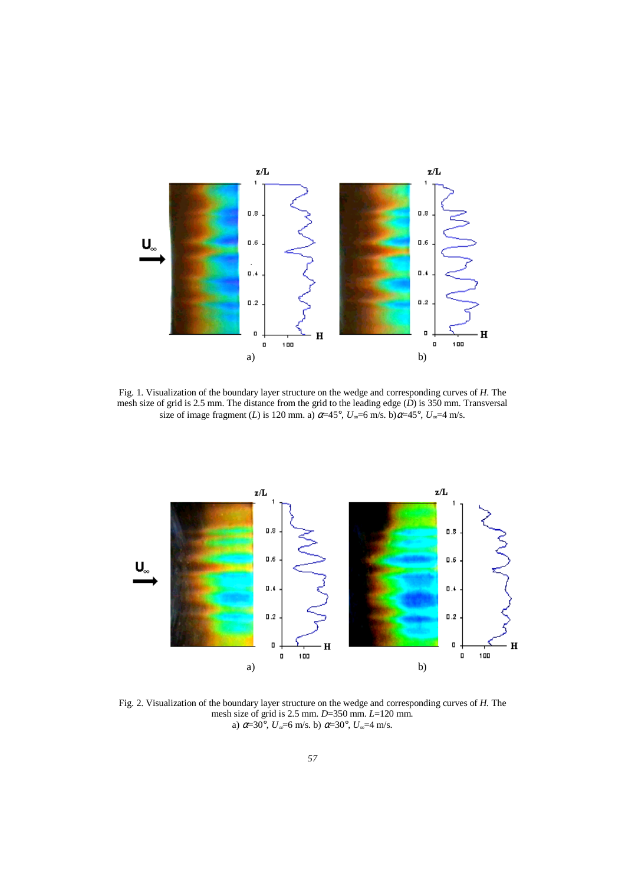Fig. 1. Visualization of the boundary layer structure on the wedge and corresponding curves of $H$. The mesh size of grid is 2.5 mm. The distance from the grid to the leading edge ($D$) is 350 mm. Transversal size of image fragment ($L$) is 120 mm. a) $\alpha$=45°, $U_\infty$=6 m/s. b) $\alpha$=45°, $U_\infty$=4 m/s.

Fig. 2. Visualization of the boundary layer structure on the wedge and corresponding curves of $H$. The mesh size of grid is 2.5 mm. $D$=350 mm. $L$=120 mm.
a) $\alpha$=30°, $U_\infty$=6 m/s. b) $\alpha$=30°, $U_\infty$=4 m/s.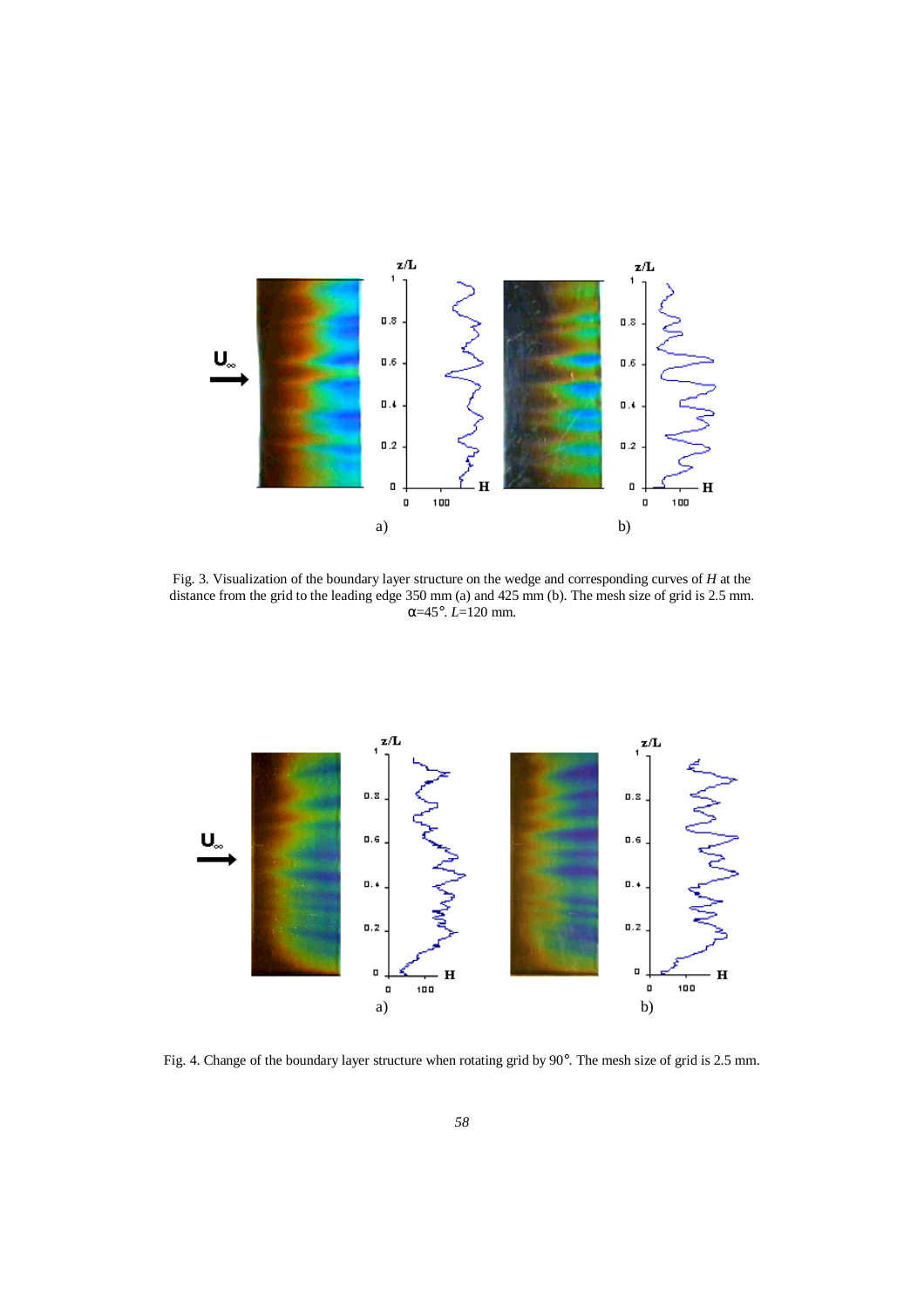Fig. 3. Visualization of the boundary layer structure on the wedge and corresponding curves of $H$ at the distance from the grid to the leading edge 350 mm (a) and 425 mm (b). The mesh size of grid is 2.5 mm. $\alpha$=45°. $L$=120 mm.

Fig. 4. Change of the boundary layer structure when rotating grid by 90°. The mesh size of grid is 2.5 mm.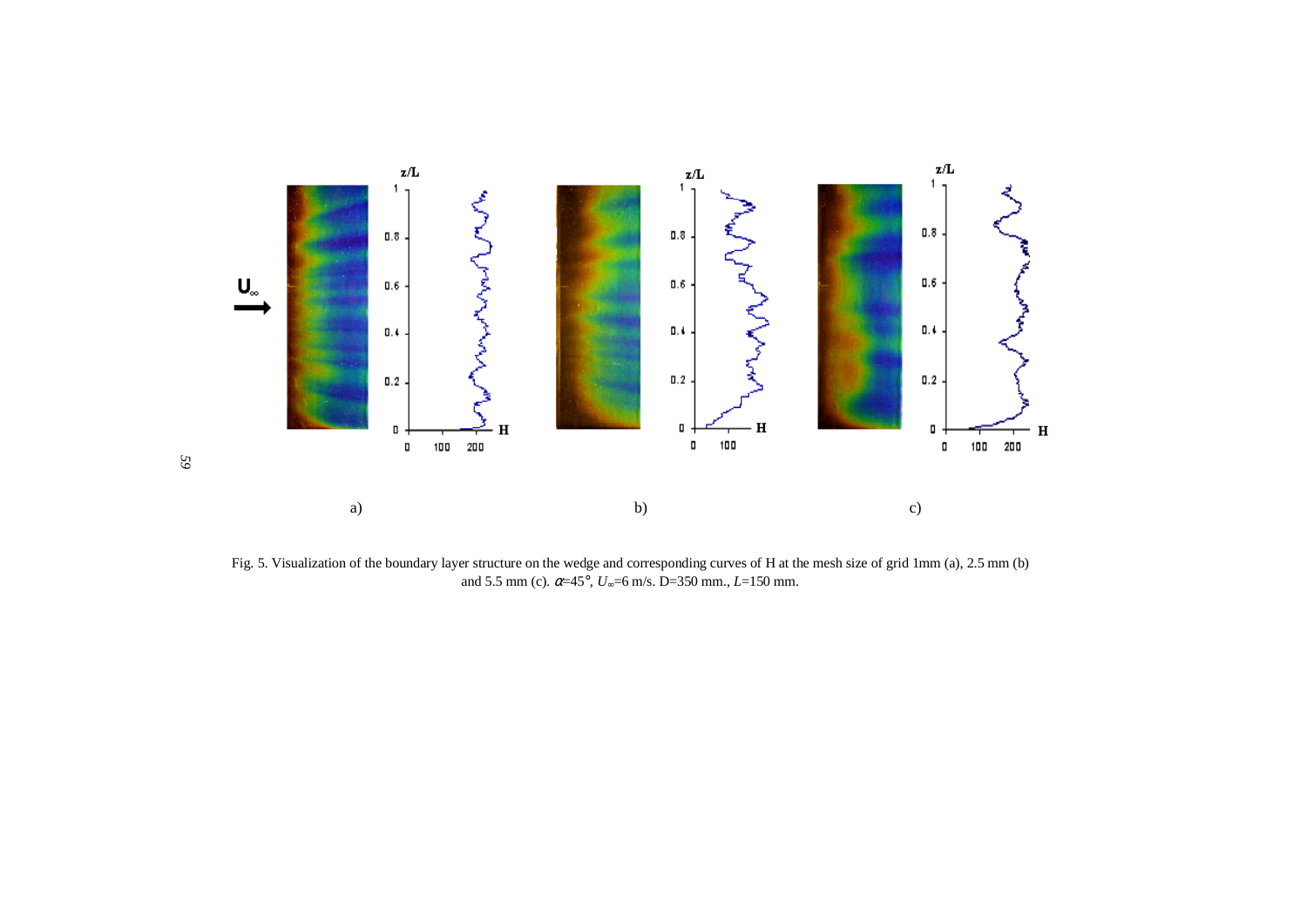a)

b)

c)

Fig. 5. Visualization of the boundary layer structure on the wedge and corresponding curves of H at the mesh size of grid 1mm (a), 2.5 mm (b) and 5.5 mm (c). $\alpha$=45°, $U_\infty$=6 m/s. D=350 mm., $L$=150 mm.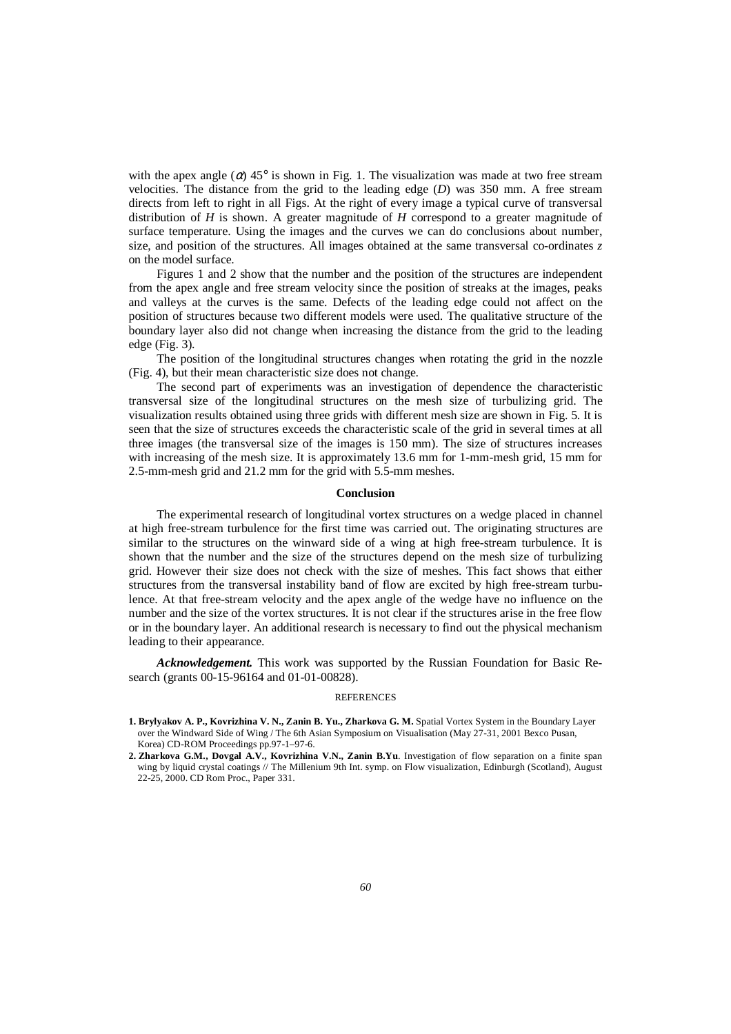with the apex angle ($\alpha$) 45° is shown in Fig. 1. The visualization was made at two free stream velocities. The distance from the grid to the leading edge ($D$) was 350 mm. A free stream directs from left to right in all Figs. At the right of every image a typical curve of transversal distribution of $H$ is shown. A greater magnitude of $H$ correspond to a greater magnitude of surface temperature. Using the images and the curves we can do conclusions about number, size, and position of the structures. All images obtained at the same transversal co-ordinates $z$ on the model surface.

Figures 1 and 2 show that the number and the position of the structures are independent from the apex angle and free stream velocity since the position of streaks at the images, peaks and valleys at the curves is the same. Defects of the leading edge could not affect on the position of structures because two different models were used. The qualitative structure of the boundary layer also did not change when increasing the distance from the grid to the leading edge (Fig. 3).

The position of the longitudinal structures changes when rotating the grid in the nozzle (Fig. 4), but their mean characteristic size does not change.

The second part of experiments was an investigation of dependence the characteristic transversal size of the longitudinal structures on the mesh size of turbulizing grid. The visualization results obtained using three grids with different mesh size are shown in Fig. 5. It is seen that the size of structures exceeds the characteristic scale of the grid in several times at all three images (the transversal size of the images is 150 mm). The size of structures increases with increasing of the mesh size. It is approximately 13.6 mm for 1-mm-mesh grid, 15 mm for 2.5-mm-mesh grid and 21.2 mm for the grid with 5.5-mm meshes.

## Conclusion

The experimental research of longitudinal vortex structures on a wedge placed in channel at high free-stream turbulence for the first time was carried out. The originating structures are similar to the structures on the winward side of a wing at high free-stream turbulence. It is shown that the number and the size of the structures depend on the mesh size of turbulizing grid. However their size does not check with the size of meshes. This fact shows that either structures from the transversal instability band of flow are excited by high free-stream turbulence. At that free-stream velocity and the apex angle of the wedge have no influence on the number and the size of the vortex structures. It is not clear if the structures arise in the free flow or in the boundary layer. An additional research is necessary to find out the physical mechanism leading to their appearance.

***Acknowledgement.*** This work was supported by the Russian Foundation for Basic Research (grants 00-15-96164 and 01-01-00828).

REFERENCES

1. **Brylyakov A. P., Kovrizhina V. N., Zanin B. Yu., Zharkova G. M.** Spatial Vortex System in the Boundary Layer over the Windward Side of Wing / The 6th Asian Symposium on Visualisation (May 27-31, 2001 Bexco Pusan, Korea) CD-ROM Proceedings pp.97-1–97-6.
2. **Zharkova G.M., Dovgal A.V., Kovrizhina V.N., Zanin B.Yu**. Investigation of flow separation on a finite span wing by liquid crystal coatings // The Millenium 9th Int. symp. on Flow visualization, Edinburgh (Scotland), August 22-25, 2000. CD Rom Proc., Paper 331.